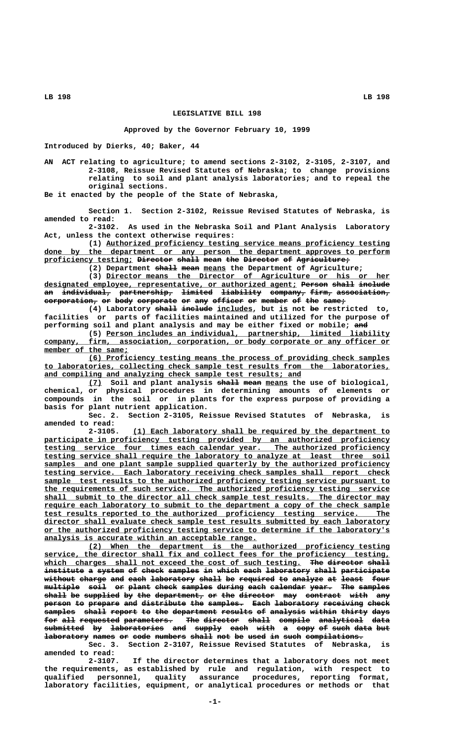# LEGISLATIVE BILL 198

**Approved by the Governor February 10, 1999**

Introduced by Dierks, 40; Baker, 44

AN ACT relating to agriculture; to amend sections 2-3102, 2-3105, 2-3107, and 2-3108, Reissue Revised Statutes of Nebraska; to change provisions relating to soil and plant analysis laboratories; and to repeal the original sections.

Be it enacted by the people of the State of Nebraska,

Section 1. Section 2-3102, Reissue Revised Statutes of Nebraska, is amended to read:

2-3102. As used in the Nebraska Soil and Plant Analysis Laboratory Act, unless the context otherwise requires:

(1) Authorized proficiency testing service means proficiency testing done by the department or any person the department approves to perform proficiency testing; ~~Director shall mean the Director of Agriculture;~~

(2) Department ~~shall mean~~ means the Department of Agriculture;

(3) Director means the Director of Agriculture or his or her designated employee, representative, or authorized agent; ~~Person shall include an individual, partnership, limited liability company, firm, association, corporation, or body corporate or any officer or member of the same;~~

(4) Laboratory ~~shall include~~ includes, but is not ~~be~~ restricted to, facilities or parts of facilities maintained and utilized for the purpose of performing soil and plant analysis and may be either fixed or mobile; ~~and~~

(5) Person includes an individual, partnership, limited liability company, firm, association, corporation, or body corporate or any officer or member of the same;

(6) Proficiency testing means the process of providing check samples to laboratories, collecting check sample test results from the laboratories, and compiling and analyzing check sample test results; and

(7) Soil and plant analysis ~~shall mean~~ means the use of biological, chemical, or physical procedures in determining amounts of elements or compounds in the soil or in plants for the express purpose of providing a basis for plant nutrient application.

Sec. 2. Section 2-3105, Reissue Revised Statutes of Nebraska, is amended to read:

2-3105. (1) Each laboratory shall be required by the department to participate in proficiency testing provided by an authorized proficiency testing service four times each calendar year. The authorized proficiency testing service shall require the laboratory to analyze at least three soil samples and one plant sample supplied quarterly by the authorized proficiency testing service. Each laboratory receiving check samples shall report check sample test results to the authorized proficiency testing service pursuant to the requirements of such service. The authorized proficiency testing service shall submit to the director all check sample test results. The director may require each laboratory to submit to the department a copy of the check sample test results reported to the authorized proficiency testing service. The director shall evaluate check sample test results submitted by each laboratory or the authorized proficiency testing service to determine if the laboratory's analysis is accurate within an acceptable range.

(2) When the department is the authorized proficiency testing service, the director shall fix and collect fees for the proficiency testing, which charges shall not exceed the cost of such testing. ~~The director shall institute a system of check samples in which each laboratory shall participate without charge and each laboratory shall be required to analyze at least four multiple soil or plant check samples during each calendar year. The samples shall be supplied by the department, or the director may contract with any person to prepare and distribute the samples. Each laboratory receiving check samples shall report to the department results of analysis within thirty days for all requested parameters. The director shall compile analytical data submitted by laboratories and supply each with a copy of such data but laboratory names or code numbers shall not be used in such compilations.~~

Sec. 3. Section 2-3107, Reissue Revised Statutes of Nebraska, is amended to read:

2-3107. If the director determines that a laboratory does not meet the requirements, as established by rule and regulation, with respect to qualified personnel, quality assurance procedures, reporting format, laboratory facilities, equipment, or analytical procedures or methods or that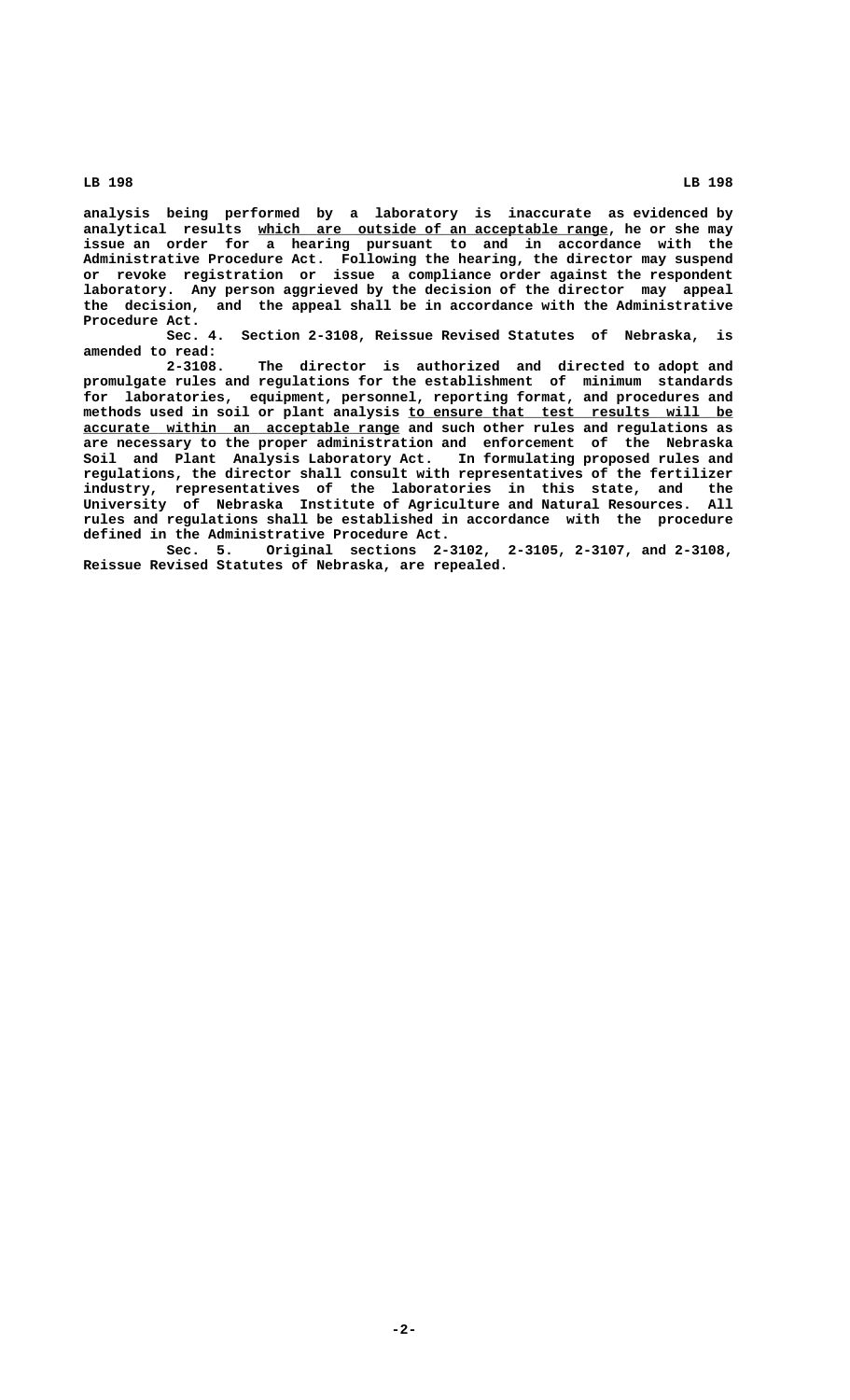analysis being performed by a laboratory is inaccurate as evidenced by analytical results which are outside of an acceptable range, he or she may issue an order for a hearing pursuant to and in accordance with the Administrative Procedure Act. Following the hearing, the director may suspend or revoke registration or issue a compliance order against the respondent laboratory. Any person aggrieved by the decision of the director may appeal the decision, and the appeal shall be in accordance with the Administrative Procedure Act.

Sec. 4. Section 2-3108, Reissue Revised Statutes of Nebraska, is amended to read:

2-3108. The director is authorized and directed to adopt and promulgate rules and regulations for the establishment of minimum standards for laboratories, equipment, personnel, reporting format, and procedures and methods used in soil or plant analysis to ensure that test results will be accurate within an acceptable range and such other rules and regulations as are necessary to the proper administration and enforcement of the Nebraska Soil and Plant Analysis Laboratory Act. In formulating proposed rules and regulations, the director shall consult with representatives of the fertilizer industry, representatives of the laboratories in this state, and the University of Nebraska Institute of Agriculture and Natural Resources. All rules and regulations shall be established in accordance with the procedure defined in the Administrative Procedure Act.

Sec. 5. Original sections 2-3102, 2-3105, 2-3107, and 2-3108, Reissue Revised Statutes of Nebraska, are repealed.